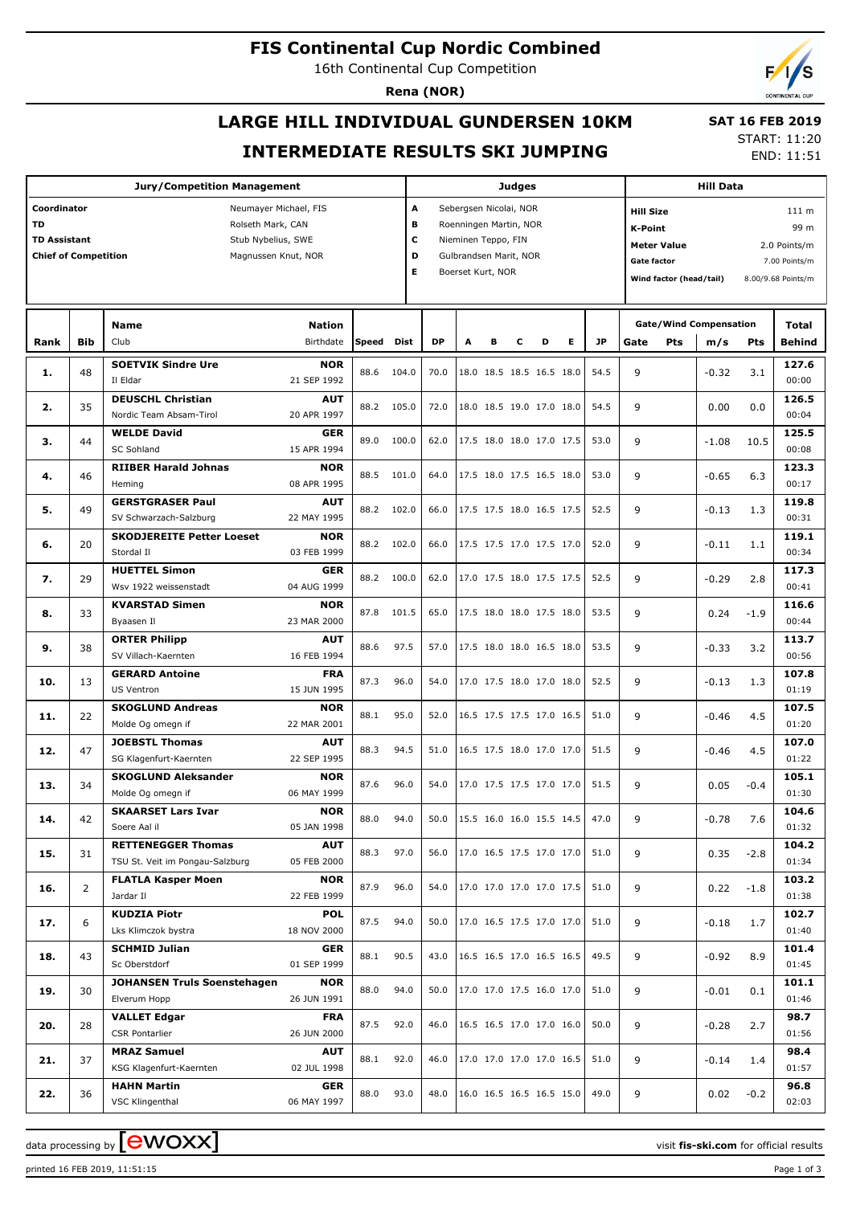# FIS Continental Cup Nordic Combined

16th Continental Cup Competition

**Rena (NOR)**

## LARGE HILL INDIVIDUAL GUNDERSEN 10KM

## INTERMEDIATE RESULTS SKI JUMPING

**SAT 16 FEB 2019**

START: 11:20

END: 11:51

| Jury/Competition Management | | Judges | | Hill Data | |
|---|---|---|---|---|---|
| Coordinator | Neumayer Michael, FIS | A | Sebergsen Nicolai, NOR | Hill Size | 111 m |
| TD | Rolseth Mark, CAN | B | Roenningen Martin, NOR | K-Point | 99 m |
| TD Assistant | Stub Nybelius, SWE | C | Nieminen Teppo, FIN | Meter Value | 2.0 Points/m |
| Chief of Competition | Magnussen Knut, NOR | D | Gulbrandsen Marit, NOR | Gate factor | 7.00 Points/m |
| | | E | Boerset Kurt, NOR | Wind factor (head/tail) | 8.00/9.68 Points/m |

| Rank | Bib | Name / Club | Nation / Birthdate | Speed | Dist | DP | A | B | C | D | E | JP | Gate | Gate Pts | Wind m/s | Wind Pts | Total / Behind |
|---|---|---|---|---|---|---|---|---|---|---|---|---|---|---|---|---|---|
| 1. | 48 | SOETVIK Sindre Ure / Il Eldar | NOR / 21 SEP 1992 | 88.6 | 104.0 | 70.0 | 18.0 | 18.5 | 18.5 | 16.5 | 18.0 | 54.5 | 9 | | -0.32 | 3.1 | 127.6 / 00:00 |
| 2. | 35 | DEUSCHL Christian / Nordic Team Absam-Tirol | AUT / 20 APR 1997 | 88.2 | 105.0 | 72.0 | 18.0 | 18.5 | 19.0 | 17.0 | 18.0 | 54.5 | 9 | | 0.00 | 0.0 | 126.5 / 00:04 |
| 3. | 44 | WELDE David / SC Sohland | GER / 15 APR 1994 | 89.0 | 100.0 | 62.0 | 17.5 | 18.0 | 18.0 | 17.0 | 17.5 | 53.0 | 9 | | -1.08 | 10.5 | 125.5 / 00:08 |
| 4. | 46 | RIIBER Harald Johnas / Heming | NOR / 08 APR 1995 | 88.5 | 101.0 | 64.0 | 17.5 | 18.0 | 17.5 | 16.5 | 18.0 | 53.0 | 9 | | -0.65 | 6.3 | 123.3 / 00:17 |
| 5. | 49 | GERSTGRASER Paul / SV Schwarzach-Salzburg | AUT / 22 MAY 1995 | 88.2 | 102.0 | 66.0 | 17.5 | 17.5 | 18.0 | 16.5 | 17.5 | 52.5 | 9 | | -0.13 | 1.3 | 119.8 / 00:31 |
| 6. | 20 | SKODJEREITE Petter Loeset / Stordal Il | NOR / 03 FEB 1999 | 88.2 | 102.0 | 66.0 | 17.5 | 17.5 | 17.0 | 17.5 | 17.0 | 52.0 | 9 | | -0.11 | 1.1 | 119.1 / 00:34 |
| 7. | 29 | HUETTEL Simon / Wsv 1922 weissenstadt | GER / 04 AUG 1999 | 88.2 | 100.0 | 62.0 | 17.0 | 17.5 | 18.0 | 17.5 | 17.5 | 52.5 | 9 | | -0.29 | 2.8 | 117.3 / 00:41 |
| 8. | 33 | KVARSTAD Simen / Byaasen Il | NOR / 23 MAR 2000 | 87.8 | 101.5 | 65.0 | 17.5 | 18.0 | 18.0 | 17.5 | 18.0 | 53.5 | 9 | | 0.24 | -1.9 | 116.6 / 00:44 |
| 9. | 38 | ORTER Philipp / SV Villach-Kaernten | AUT / 16 FEB 1994 | 88.6 | 97.5 | 57.0 | 17.5 | 18.0 | 18.0 | 16.5 | 18.0 | 53.5 | 9 | | -0.33 | 3.2 | 113.7 / 00:56 |
| 10. | 13 | GERARD Antoine / US Ventron | FRA / 15 JUN 1995 | 87.3 | 96.0 | 54.0 | 17.0 | 17.5 | 18.0 | 17.0 | 18.0 | 52.5 | 9 | | -0.13 | 1.3 | 107.8 / 01:19 |
| 11. | 22 | SKOGLUND Andreas / Molde Og omegn if | NOR / 22 MAR 2001 | 88.1 | 95.0 | 52.0 | 16.5 | 17.5 | 17.5 | 17.0 | 16.5 | 51.0 | 9 | | -0.46 | 4.5 | 107.5 / 01:20 |
| 12. | 47 | JOEBSTL Thomas / SG Klagenfurt-Kaernten | AUT / 22 SEP 1995 | 88.3 | 94.5 | 51.0 | 16.5 | 17.5 | 18.0 | 17.0 | 17.0 | 51.5 | 9 | | -0.46 | 4.5 | 107.0 / 01:22 |
| 13. | 34 | SKOGLUND Aleksander / Molde Og omegn if | NOR / 06 MAY 1999 | 87.6 | 96.0 | 54.0 | 17.0 | 17.5 | 17.5 | 17.0 | 17.0 | 51.5 | 9 | | 0.05 | -0.4 | 105.1 / 01:30 |
| 14. | 42 | SKAARSET Lars Ivar / Soere Aal il | NOR / 05 JAN 1998 | 88.0 | 94.0 | 50.0 | 15.5 | 16.0 | 16.0 | 15.5 | 14.5 | 47.0 | 9 | | -0.78 | 7.6 | 104.6 / 01:32 |
| 15. | 31 | RETTENEGGER Thomas / TSU St. Veit im Pongau-Salzburg | AUT / 05 FEB 2000 | 88.3 | 97.0 | 56.0 | 17.0 | 16.5 | 17.5 | 17.0 | 17.0 | 51.0 | 9 | | 0.35 | -2.8 | 104.2 / 01:34 |
| 16. | 2 | FLATLA Kasper Moen / Jardar Il | NOR / 22 FEB 1999 | 87.9 | 96.0 | 54.0 | 17.0 | 17.0 | 17.0 | 17.0 | 17.5 | 51.0 | 9 | | 0.22 | -1.8 | 103.2 / 01:38 |
| 17. | 6 | KUDZIA Piotr / Lks Klimczok bystra | POL / 18 NOV 2000 | 87.5 | 94.0 | 50.0 | 17.0 | 16.5 | 17.5 | 17.0 | 17.0 | 51.0 | 9 | | -0.18 | 1.7 | 102.7 / 01:40 |
| 18. | 43 | SCHMID Julian / Sc Oberstdorf | GER / 01 SEP 1999 | 88.1 | 90.5 | 43.0 | 16.5 | 16.5 | 17.0 | 16.5 | 16.5 | 49.5 | 9 | | -0.92 | 8.9 | 101.4 / 01:45 |
| 19. | 30 | JOHANSEN Truls Soenstehagen / Elverum Hopp | NOR / 26 JUN 1991 | 88.0 | 94.0 | 50.0 | 17.0 | 17.0 | 17.5 | 16.0 | 17.0 | 51.0 | 9 | | -0.01 | 0.1 | 101.1 / 01:46 |
| 20. | 28 | VALLET Edgar / CSR Pontarlier | FRA / 26 JUN 2000 | 87.5 | 92.0 | 46.0 | 16.5 | 16.5 | 17.0 | 17.0 | 16.0 | 50.0 | 9 | | -0.28 | 2.7 | 98.7 / 01:56 |
| 21. | 37 | MRAZ Samuel / KSG Klagenfurt-Kaernten | AUT / 02 JUL 1998 | 88.1 | 92.0 | 46.0 | 17.0 | 17.0 | 17.0 | 17.0 | 16.5 | 51.0 | 9 | | -0.14 | 1.4 | 98.4 / 01:57 |
| 22. | 36 | HAHN Martin / VSC Klingenthal | GER / 06 MAY 1997 | 88.0 | 93.0 | 48.0 | 16.0 | 16.5 | 16.5 | 16.5 | 15.0 | 49.0 | 9 | | 0.02 | -0.2 | 96.8 / 02:03 |

data processing by EWOXX — visit **fis-ski.com** for official results

printed 16 FEB 2019, 11:51:15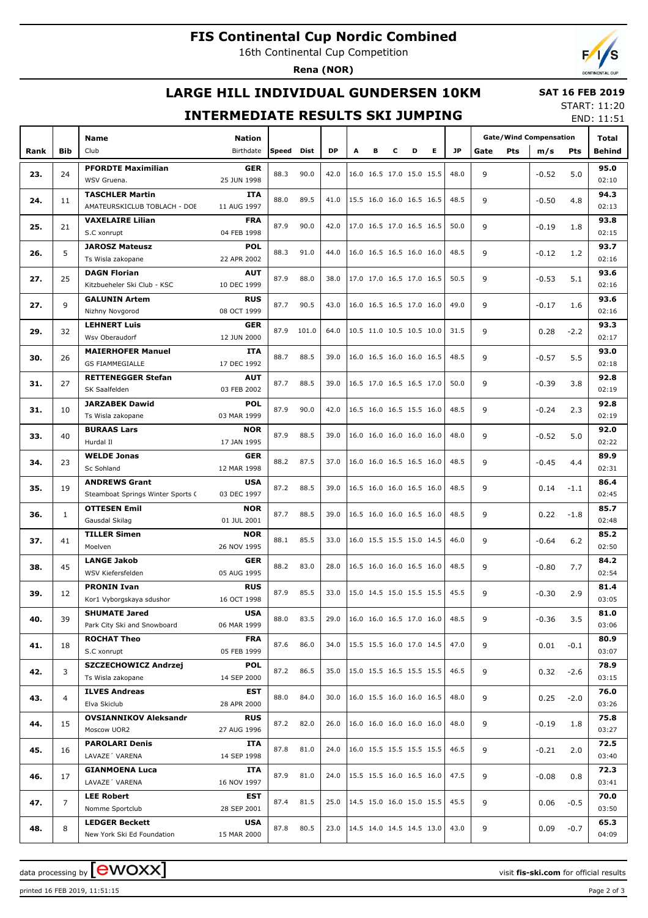# FIS Continental Cup Nordic Combined

16th Continental Cup Competition

**Rena (NOR)**

## LARGE HILL INDIVIDUAL GUNDERSEN 10KM

## INTERMEDIATE RESULTS SKI JUMPING

**SAT 16 FEB 2019**

START: 11:20

END: 11:51

| Rank | Bib | Name / Club | Nation / Birthdate | Speed | Dist | DP | A | B | C | D | E | JP | Gate | Pts | m/s | Pts | Total / Behind |
|---|---|---|---|---|---|---|---|---|---|---|---|---|---|---|---|---|---|
| 23. | 24 | **PFORDTE Maximilian**<br>WSV Gruena. | **GER**<br>25 JUN 1998 | 88.3 | 90.0 | 42.0 | 16.0 | 16.5 | 17.0 | 15.0 | 15.5 | 48.0 | 9 | | -0.52 | 5.0 | **95.0**<br>02:10 |
| 24. | 11 | **TASCHLER Martin**<br>AMATEURSKICLUB TOBLACH - DOE | **ITA**<br>11 AUG 1997 | 88.0 | 89.5 | 41.0 | 15.5 | 16.0 | 16.0 | 16.5 | 16.5 | 48.5 | 9 | | -0.50 | 4.8 | **94.3**<br>02:13 |
| 25. | 21 | **VAXELAIRE Lilian**<br>S.C xonrupt | **FRA**<br>04 FEB 1998 | 87.9 | 90.0 | 42.0 | 17.0 | 16.5 | 17.0 | 16.5 | 16.5 | 50.0 | 9 | | -0.19 | 1.8 | **93.8**<br>02:15 |
| 26. | 5 | **JAROSZ Mateusz**<br>Ts Wisla zakopane | **POL**<br>22 APR 2002 | 88.3 | 91.0 | 44.0 | 16.0 | 16.5 | 16.5 | 16.0 | 16.0 | 48.5 | 9 | | -0.12 | 1.2 | **93.7**<br>02:16 |
| 27. | 25 | **DAGN Florian**<br>Kitzbueheler Ski Club - KSC | **AUT**<br>10 DEC 1999 | 87.9 | 88.0 | 38.0 | 17.0 | 17.0 | 16.5 | 17.0 | 16.5 | 50.5 | 9 | | -0.53 | 5.1 | **93.6**<br>02:16 |
| 27. | 9 | **GALUNIN Artem**<br>Nizhny Novgorod | **RUS**<br>08 OCT 1999 | 87.7 | 90.5 | 43.0 | 16.0 | 16.5 | 16.5 | 17.0 | 16.0 | 49.0 | 9 | | -0.17 | 1.6 | **93.6**<br>02:16 |
| 29. | 32 | **LEHNERT Luis**<br>Wsv Oberaudorf | **GER**<br>12 JUN 2000 | 87.9 | 101.0 | 64.0 | 10.5 | 11.0 | 10.5 | 10.5 | 10.0 | 31.5 | 9 | | 0.28 | -2.2 | **93.3**<br>02:17 |
| 30. | 26 | **MAIERHOFER Manuel**<br>GS FIAMMEGIALLE | **ITA**<br>17 DEC 1992 | 88.7 | 88.5 | 39.0 | 16.0 | 16.5 | 16.0 | 16.0 | 16.5 | 48.5 | 9 | | -0.57 | 5.5 | **93.0**<br>02:18 |
| 31. | 27 | **RETTENEGGER Stefan**<br>SK Saalfelden | **AUT**<br>03 FEB 2002 | 87.7 | 88.5 | 39.0 | 16.5 | 17.0 | 16.5 | 16.5 | 17.0 | 50.0 | 9 | | -0.39 | 3.8 | **92.8**<br>02:19 |
| 31. | 10 | **JARZABEK Dawid**<br>Ts Wisla zakopane | **POL**<br>03 MAR 1999 | 87.9 | 90.0 | 42.0 | 16.5 | 16.0 | 16.5 | 15.5 | 16.0 | 48.5 | 9 | | -0.24 | 2.3 | **92.8**<br>02:19 |
| 33. | 40 | **BURAAS Lars**<br>Hurdal Il | **NOR**<br>17 JAN 1995 | 87.9 | 88.5 | 39.0 | 16.0 | 16.0 | 16.0 | 16.0 | 16.0 | 48.0 | 9 | | -0.52 | 5.0 | **92.0**<br>02:22 |
| 34. | 23 | **WELDE Jonas**<br>Sc Sohland | **GER**<br>12 MAR 1998 | 88.2 | 87.5 | 37.0 | 16.0 | 16.0 | 16.5 | 16.5 | 16.0 | 48.5 | 9 | | -0.45 | 4.4 | **89.9**<br>02:31 |
| 35. | 19 | **ANDREWS Grant**<br>Steamboat Springs Winter Sports C | **USA**<br>03 DEC 1997 | 87.2 | 88.5 | 39.0 | 16.5 | 16.0 | 16.0 | 16.5 | 16.0 | 48.5 | 9 | | 0.14 | -1.1 | **86.4**<br>02:45 |
| 36. | 1 | **OTTESEN Emil**<br>Gausdal Skilag | **NOR**<br>01 JUL 2001 | 87.7 | 88.5 | 39.0 | 16.5 | 16.0 | 16.0 | 16.5 | 16.0 | 48.5 | 9 | | 0.22 | -1.8 | **85.7**<br>02:48 |
| 37. | 41 | **TILLER Simen**<br>Moelven | **NOR**<br>26 NOV 1995 | 88.1 | 85.5 | 33.0 | 16.0 | 15.5 | 15.5 | 15.0 | 14.5 | 46.0 | 9 | | -0.64 | 6.2 | **85.2**<br>02:50 |
| 38. | 45 | **LANGE Jakob**<br>WSV Kiefersfelden | **GER**<br>05 AUG 1995 | 88.2 | 83.0 | 28.0 | 16.5 | 16.0 | 16.0 | 16.5 | 16.0 | 48.5 | 9 | | -0.80 | 7.7 | **84.2**<br>02:54 |
| 39. | 12 | **PRONIN Ivan**<br>Kor1 Vyborgskaya sdushor | **RUS**<br>16 OCT 1998 | 87.9 | 85.5 | 33.0 | 15.0 | 14.5 | 15.0 | 15.5 | 15.5 | 45.5 | 9 | | -0.30 | 2.9 | **81.4**<br>03:05 |
| 40. | 39 | **SHUMATE Jared**<br>Park City Ski and Snowboard | **USA**<br>06 MAR 1999 | 88.0 | 83.5 | 29.0 | 16.0 | 16.0 | 16.5 | 17.0 | 16.0 | 48.5 | 9 | | -0.36 | 3.5 | **81.0**<br>03:06 |
| 41. | 18 | **ROCHAT Theo**<br>S.C xonrupt | **FRA**<br>05 FEB 1999 | 87.6 | 86.0 | 34.0 | 15.5 | 15.5 | 16.0 | 17.0 | 14.5 | 47.0 | 9 | | 0.01 | -0.1 | **80.9**<br>03:07 |
| 42. | 3 | **SZCZECHOWICZ Andrzej**<br>Ts Wisla zakopane | **POL**<br>14 SEP 2000 | 87.2 | 86.5 | 35.0 | 15.0 | 15.5 | 16.5 | 15.5 | 15.5 | 46.5 | 9 | | 0.32 | -2.6 | **78.9**<br>03:15 |
| 43. | 4 | **ILVES Andreas**<br>Elva Skiclub | **EST**<br>28 APR 2000 | 88.0 | 84.0 | 30.0 | 16.0 | 15.5 | 16.0 | 16.0 | 16.5 | 48.0 | 9 | | 0.25 | -2.0 | **76.0**<br>03:26 |
| 44. | 15 | **OVSIANNIKOV Aleksandr**<br>Moscow UOR2 | **RUS**<br>27 AUG 1996 | 87.2 | 82.0 | 26.0 | 16.0 | 16.0 | 16.0 | 16.0 | 16.0 | 48.0 | 9 | | -0.19 | 1.8 | **75.8**<br>03:27 |
| 45. | 16 | **PAROLARI Denis**<br>LAVAZE´ VARENA | **ITA**<br>14 SEP 1998 | 87.8 | 81.0 | 24.0 | 16.0 | 15.5 | 15.5 | 15.5 | 15.5 | 46.5 | 9 | | -0.21 | 2.0 | **72.5**<br>03:40 |
| 46. | 17 | **GIANMOENA Luca**<br>LAVAZE´ VARENA | **ITA**<br>16 NOV 1997 | 87.9 | 81.0 | 24.0 | 15.5 | 15.5 | 16.0 | 16.5 | 16.0 | 47.5 | 9 | | -0.08 | 0.8 | **72.3**<br>03:41 |
| 47. | 7 | **LEE Robert**<br>Nomme Sportclub | **EST**<br>28 SEP 2001 | 87.4 | 81.5 | 25.0 | 14.5 | 15.0 | 16.0 | 15.0 | 15.5 | 45.5 | 9 | | 0.06 | -0.5 | **70.0**<br>03:50 |
| 48. | 8 | **LEDGER Beckett**<br>New York Ski Ed Foundation | **USA**<br>15 MAR 2000 | 87.8 | 80.5 | 23.0 | 14.5 | 14.0 | 14.5 | 14.5 | 13.0 | 43.0 | 9 | | 0.09 | -0.7 | **65.3**<br>04:09 |

data processing by ewoxx — visit **fis-ski.com** for official results

printed 16 FEB 2019, 11:51:15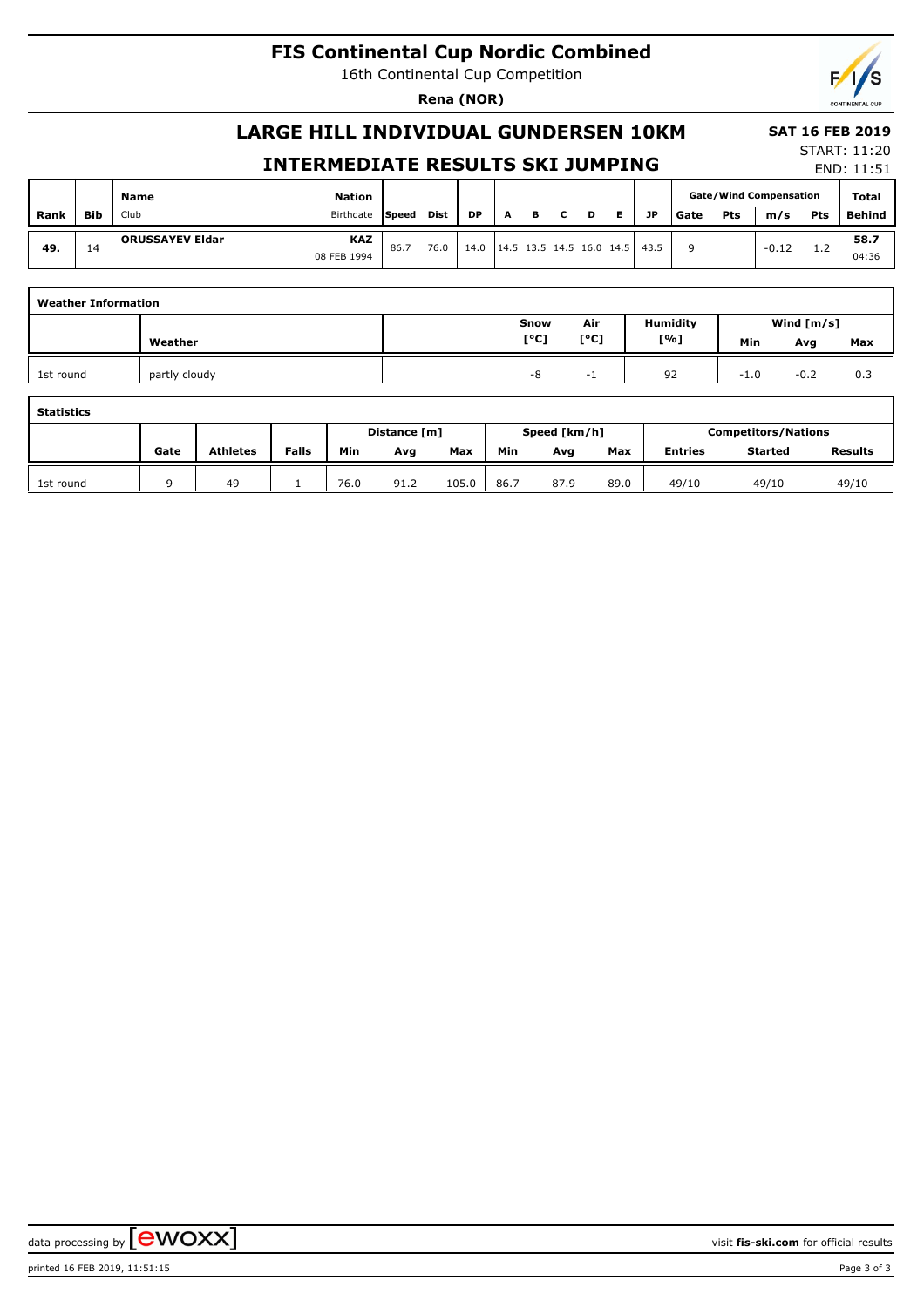# FIS Continental Cup Nordic Combined

16th Continental Cup Competition

**Rena (NOR)**

## LARGE HILL INDIVIDUAL GUNDERSEN 10KM

**SAT 16 FEB 2019**

START: 11:20

END: 11:51

## INTERMEDIATE RESULTS SKI JUMPING

| Rank | Bib | Name / Club | Nation / Birthdate | Speed | Dist | DP | A | B | C | D | E | JP | Gate | Gate Pts | Wind m/s | Wind Pts | Total / Behind |
|---|---|---|---|---|---|---|---|---|---|---|---|---|---|---|---|---|---|
| 49. | 14 | **ORUSSAYEV Eldar** | **KAZ** 08 FEB 1994 | 86.7 | 76.0 | 14.0 | 14.5 | 13.5 | 14.5 | 16.0 | 14.5 | 43.5 | 9 | | -0.12 | 1.2 | **58.7** 04:36 |

**Weather Information**

| | Weather | Snow [°C] | Air [°C] | Humidity [%] | Wind [m/s] Min | Wind [m/s] Avg | Wind [m/s] Max |
|---|---|---|---|---|---|---|---|
| 1st round | partly cloudy | -8 | -1 | 92 | -1.0 | -0.2 | 0.3 |

**Statistics**

| | Gate | Athletes | Falls | Distance [m] Min | Distance [m] Avg | Distance [m] Max | Speed [km/h] Min | Speed [km/h] Avg | Speed [km/h] Max | Competitors/Nations Entries | Competitors/Nations Started | Competitors/Nations Results |
|---|---|---|---|---|---|---|---|---|---|---|---|---|
| 1st round | 9 | 49 | 1 | 76.0 | 91.2 | 105.0 | 86.7 | 87.9 | 89.0 | 49/10 | 49/10 | 49/10 |

data processing by [ewoxx] — visit **fis-ski.com** for official results

printed 16 FEB 2019, 11:51:15